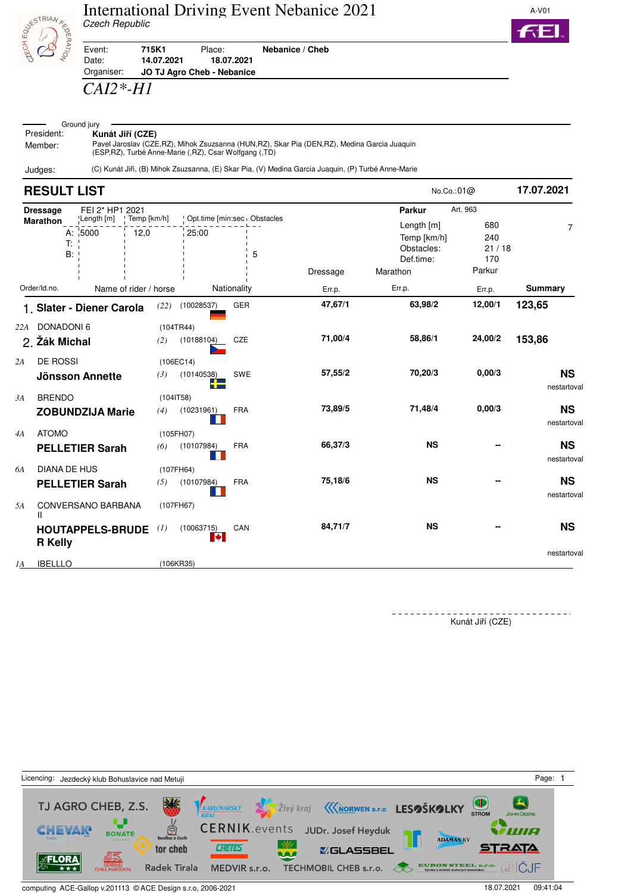# International Driving Event Nebanice 2021

*Czech Republic*

A-V01

| | | | |
|---|---|---|---|
| Event: | 715K1 | Place: | Nebanice / Cheb |
| Date: | 14.07.2021 | 18.07.2021 | |
| Organiser: | JO TJ Agro Cheb - Nebanice | | |

*CAI2\*-H1*

**Ground jury**

President: **Kunát Jiří (CZE)**

Member: Pavel Jaroslav (CZE,RZ), Mihok Zsuzsanna (HUN,RZ), Skar Pia (DEN,RZ), Medina Garcia Juaquin (ESP,RZ), Turbé Anne-Marie (,RZ), Csar Wolfgang (,TD)

Judges: (C) Kunát Jiří, (B) Mihok Zsuzsanna, (E) Skar Pia, (V) Medina Garcia Juaquin, (P) Turbé Anne-Marie

## RESULT LIST

No.Co.:01@ **17.07.2021**

**Dressage** FEI 2* HP1 2021

**Marathon**

| | Length [m] | Temp [km/h] | Opt.time [min:sec] | Obstacles |
|---|---|---|---|---|
| A: | 5000 | 12,0 | 25:00 | |
| T: | | | | |
| B: | | | | 5 |

**Parkur** Art. 963

| | | |
|---|---|---|
| Length [m] | 680 | 7 |
| Temp [km/h] | 240 | |
| Obstacles: | 21 / 18 | |
| Def.time: | 170 | |

| Order/Id.no. | Name of rider / horse | | | Nationality | Dressage Err.p. | Marathon Err.p. | Parkur Err.p. | Summary |
|---|---|---|---|---|---|---|---|---|
| 1. | **Slater - Diener Carola** | (22) | (10028537) | GER | 47,67/1 | 63,98/2 | 12,00/1 | **123,65** |
| 22A | DONADONI 6 | | (104TR44) | | | | | |
| 2. | **Žák Michal** | (2) | (10188104) | CZE | 71,00/4 | 58,86/1 | 24,00/2 | **153,86** |
| 2A | DE ROSSI | | (106EC14) | | | | | |
| | **Jönsson Annette** | (3) | (10140538) | SWE | 57,55/2 | 70,20/3 | 0,00/3 | **NS** nestartoval |
| 3A | BRENDO | | (104IT58) | | | | | |
| | **ZOBUNDZIJA Marie** | (4) | (10231961) | FRA | 73,89/5 | 71,48/4 | 0,00/3 | **NS** nestartoval |
| 4A | ATOMO | | (105FH07) | | | | | |
| | **PELLETIER Sarah** | (6) | (10107984) | FRA | 66,37/3 | NS | -- | **NS** nestartoval |
| 6A | DIANA DE HUS | | (107FH64) | | | | | |
| | **PELLETIER Sarah** | (5) | (10107984) | FRA | 75,18/6 | NS | -- | **NS** nestartoval |
| 5A | CONVERSANO BARBANA II | | (107FH67) | | | | | |
| | **HOUTAPPELS-BRUDER Kelly** | (1) | (10063715) | CAN | 84,71/7 | NS | -- | **NS** nestartoval |
| 1A | IBELLLO | | (106KR35) | | | | | |

Kunát Jiří (CZE)

Licencing: Jezdecký klub Bohuslavice nad Metují

computing ACE-Gallop v.201113 © ACE Design s.r.o, 2006-2021 18.07.2021 09:41:04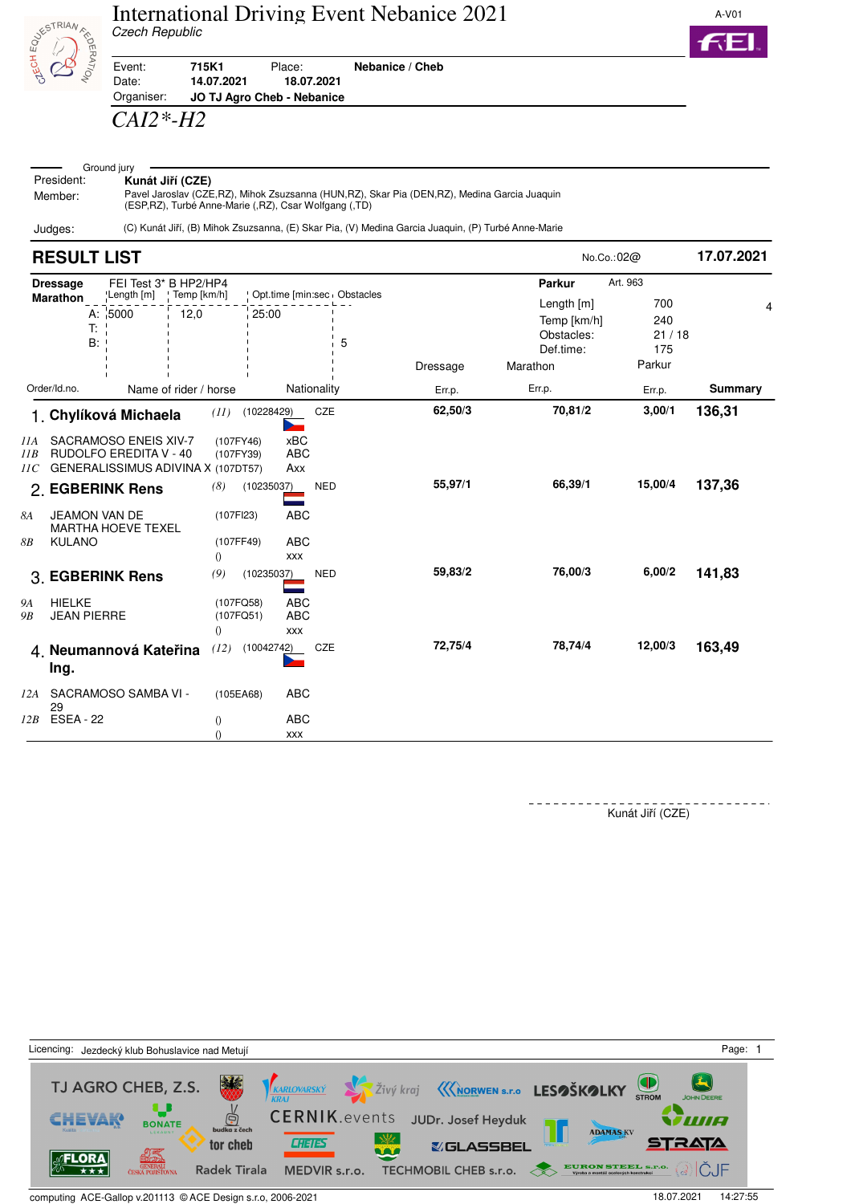# International Driving Event Nebanice 2021

*Czech Republic*

A-V01

| | | | |
|---|---|---|---|
| Event: | **715K1** | Place: | **Nebanice / Cheb** |
| Date: | **14.07.2021** | | **18.07.2021** |
| Organiser: | **JO TJ Agro Cheb - Nebanice** | | |

## *CAI2\*-H2*

Ground jury

President: **Kunát Jiří (CZE)**

Member: Pavel Jaroslav (CZE,RZ), Mihok Zsuzsanna (HUN,RZ), Skar Pia (DEN,RZ), Medina Garcia Juaquin (ESP,RZ), Turbé Anne-Marie (,RZ), Csar Wolfgang (,TD)

Judges: (C) Kunát Jiří, (B) Mihok Zsuzsanna, (E) Skar Pia, (V) Medina Garcia Juaquin, (P) Turbé Anne-Marie

## RESULT LIST

No.Co.:02@ **17.07.2021**

**Dressage** FEI Test 3* B HP2/HP4

**Marathon**

| | Length [m] | Temp [km/h] | Opt.time [min:sec] | Obstacles |
|---|---|---|---|---|
| A: | 5000 | 12,0 | 25:00 | |
| T: | | | | |
| B: | | | | 5 |

**Parkur** Art. 963 — 4

| | |
|---|---|
| Length [m] | 700 |
| Temp [km/h] | 240 |
| Obstacles: | 21 / 18 |
| Def.time: | 175 |

| Order/Id.no. | Name of rider / horse | | Nationality | Dressage Err.p. | Marathon Err.p. | Parkur Err.p. | Summary |
|---|---|---|---|---|---|---|---|
| 1. | **Chylíková Michaela** | *(11)* (10228429) | CZE | **62,50/3** | **70,81/2** | **3,00/1** | **136,31** |
| *11A* | SACRAMOSO ENEIS XIV-7 | (107FY46) | xBC | | | | |
| *11B* | RUDOLFO EREDITA V - 40 | (107FY39) | ABC | | | | |
| *11C* | GENERALISSIMUS ADIVINA X | (107DT57) | Axx | | | | |
| 2. | **EGBERINK Rens** | *(8)* (10235037) | NED | **55,97/1** | **66,39/1** | **15,00/4** | **137,36** |
| *8A* | JEAMON VAN DE MARTHA HOEVE TEXEL | (107FI23) | ABC | | | | |
| *8B* | KULANO | (107FF49) | ABC | | | | |
| | | () | xxx | | | | |
| 3. | **EGBERINK Rens** | *(9)* (10235037) | NED | **59,83/2** | **76,00/3** | **6,00/2** | **141,83** |
| *9A* | HIELKE | (107FQ58) | ABC | | | | |
| *9B* | JEAN PIERRE | (107FQ51) | ABC | | | | |
| | | () | xxx | | | | |
| 4. | **Neumannová Kateřina Ing.** | *(12)* (10042742) | CZE | **72,75/4** | **78,74/4** | **12,00/3** | **163,49** |
| *12A* | SACRAMOSO SAMBA VI - 29 | (105EA68) | ABC | | | | |
| *12B* | ESEA - 22 | () | ABC | | | | |
| | | () | xxx | | | | |

Kunát Jiří (CZE)

Licencing: Jezdecký klub Bohuslavice nad Metují

computing ACE-Gallop v.201113 © ACE Design s.r.o, 2006-2021 — 18.07.2021 14:27:55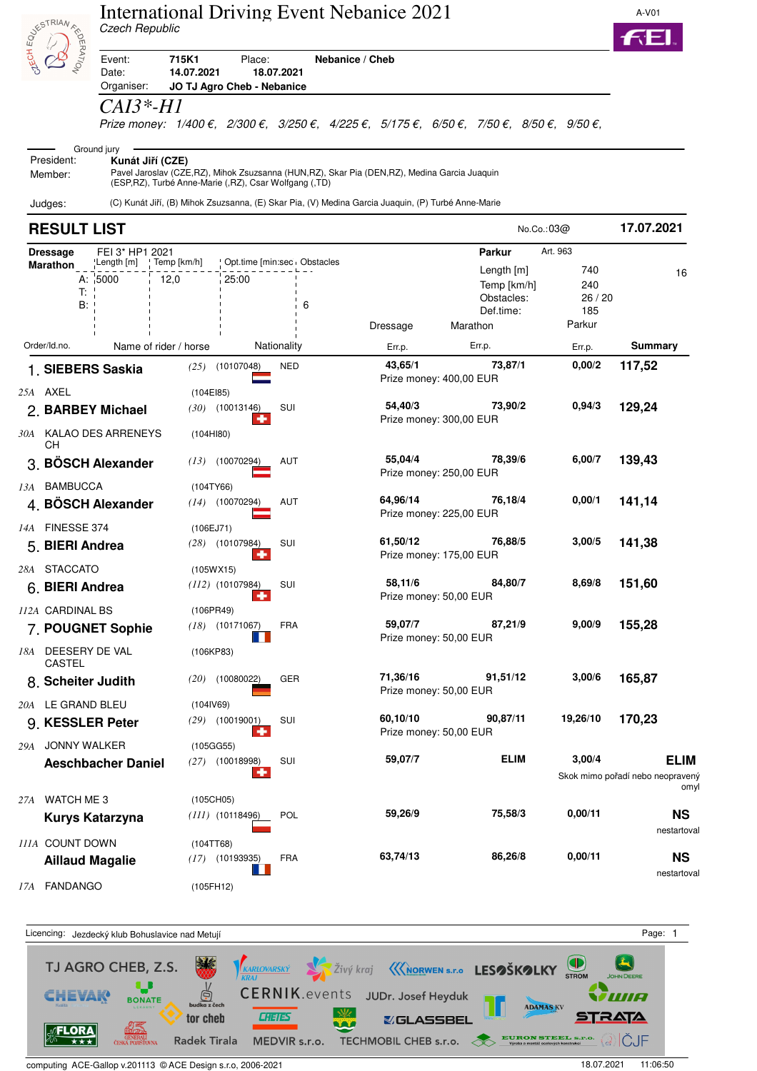# International Driving Event Nebanice 2021

*Czech Republic*

A-V01

Event: **715K1** Place: **Nebanice / Cheb**
Date: **14.07.2021** **18.07.2021**
Organiser: **JO TJ Agro Cheb - Nebanice**

## *CAI3*-H1*

*Prize money: 1/400 €, 2/300 €, 3/250 €, 4/225 €, 5/175 €, 6/50 €, 7/50 €, 8/50 €, 9/50 €,*

Ground jury

President: **Kunát Jiří (CZE)**
Member: Pavel Jaroslav (CZE,RZ), Mihok Zsuzsanna (HUN,RZ), Skar Pia (DEN,RZ), Medina Garcia Juaquin (ESP,RZ), Turbé Anne-Marie (,RZ), Csar Wolfgang (,TD)

Judges: (C) Kunát Jiří, (B) Mihok Zsuzsanna, (E) Skar Pia, (V) Medina Garcia Juaquin, (P) Turbé Anne-Marie

## RESULT LIST

No.Co.:03@ **17.07.2021**

**Dressage** FEI 3* HP1 2021

**Marathon**

| | Length [m] | Temp [km/h] | Opt.time [min:sec] | Obstacles |
|---|---|---|---|---|
| A: | 5000 | 12,0 | 25:00 | |
| T: | | | | |
| B: | | | | 6 |

**Parkur** Art. 963

| | | |
|---|---|---|
| Length [m] | 740 | 16 |
| Temp [km/h] | 240 | |
| Obstacles: | 26 / 20 | |
| Def.time: | 185 | |

| Order/Id.no. | Name of rider / horse | | Nationality | Dressage Err.p. | Marathon Err.p. | Parkur Err.p. | Summary |
|---|---|---|---|---|---|---|---|
| 1. | **SIEBERS Saskia** | (25) (10107048) | NED | 43,65/1 | 73,87/1 | 0,00/2 | **117,52** |
| 25A | AXEL | (104EI85) | | Prize money: 400,00 EUR | | | |
| 2. | **BARBEY Michael** | (30) (10013146) | SUI | 54,40/3 | 73,90/2 | 0,94/3 | **129,24** |
| 30A | KALAO DES ARRENEYS CH | (104HI80) | | Prize money: 300,00 EUR | | | |
| 3. | **BÖSCH Alexander** | (13) (10070294) | AUT | 55,04/4 | 78,39/6 | 6,00/7 | **139,43** |
| 13A | BAMBUCCA | (104TY66) | | Prize money: 250,00 EUR | | | |
| 4. | **BÖSCH Alexander** | (14) (10070294) | AUT | 64,96/14 | 76,18/4 | 0,00/1 | **141,14** |
| 14A | FINESSE 374 | (106EJ71) | | Prize money: 225,00 EUR | | | |
| 5. | **BIERI Andrea** | (28) (10107984) | SUI | 61,50/12 | 76,88/5 | 3,00/5 | **141,38** |
| 28A | STACCATO | (105WX15) | | Prize money: 175,00 EUR | | | |
| 6. | **BIERI Andrea** | (112) (10107984) | SUI | 58,11/6 | 84,80/7 | 8,69/8 | **151,60** |
| 112A | CARDINAL BS | (106PR49) | | Prize money: 50,00 EUR | | | |
| 7. | **POUGNET Sophie** | (18) (10171067) | FRA | 59,07/7 | 87,21/9 | 9,00/9 | **155,28** |
| 18A | DEESERY DE VAL CASTEL | (106KP83) | | Prize money: 50,00 EUR | | | |
| 8. | **Scheiter Judith** | (20) (10080022) | GER | 71,36/16 | 91,51/12 | 3,00/6 | **165,87** |
| 20A | LE GRAND BLEU | (104IV69) | | Prize money: 50,00 EUR | | | |
| 9. | **KESSLER Peter** | (29) (10019001) | SUI | 60,10/10 | 90,87/11 | 19,26/10 | **170,23** |
| 29A | JONNY WALKER | (105GG55) | | Prize money: 50,00 EUR | | | |
| | **Aeschbacher Daniel** | (27) (10018998) | SUI | 59,07/7 | ELIM | 3,00/4 | **ELIM** Skok mimo pořadí nebo neopravený omyl |
| 27A | WATCH ME 3 | (105CH05) | | | | | |
| | **Kurys Katarzyna** | (111) (10118496) | POL | 59,26/9 | 75,58/3 | 0,00/11 | **NS** nestartoval |
| 111A | COUNT DOWN | (104TT68) | | | | | |
| | **Aillaud Magalie** | (17) (10193935) | FRA | 63,74/13 | 86,26/8 | 0,00/11 | **NS** nestartoval |
| 17A | FANDANGO | (105FH12) | | | | | |

Licencing: Jezdecký klub Bohuslavice nad Metují

computing ACE-Gallop v.201113 © ACE Design s.r.o, 2006-2021 18.07.2021 11:06:50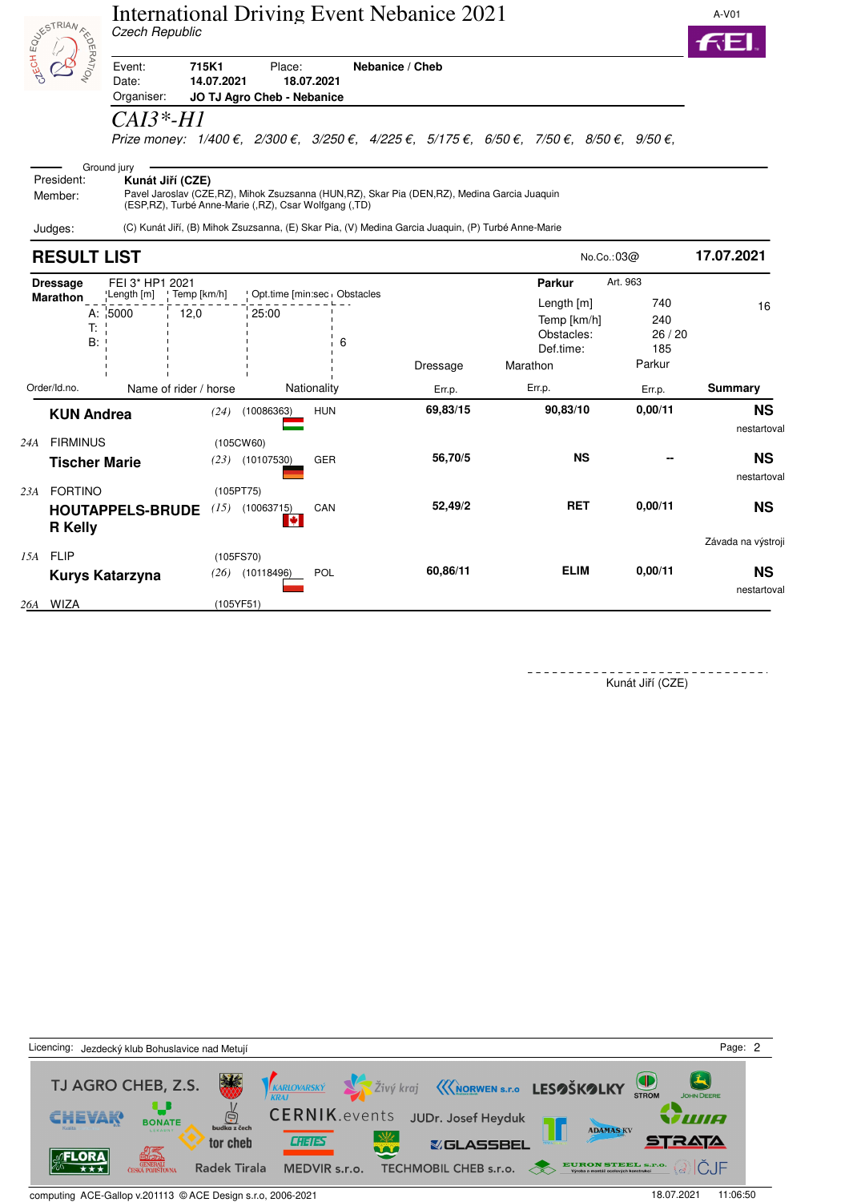# International Driving Event Nebanice 2021

*Czech Republic*

A-V01

| | | | |
|---|---|---|---|
| Event: | 715K1 | Place: | Nebanice / Cheb |
| Date: | 14.07.2021 | | 18.07.2021 |
| Organiser: | JO TJ Agro Cheb - Nebanice | | |

## *CAI3\*-H1*

*Prize money: 1/400 €, 2/300 €, 3/250 €, 4/225 €, 5/175 €, 6/50 €, 7/50 €, 8/50 €, 9/50 €,*

Ground jury

President: **Kunát Jiří (CZE)**

Member: Pavel Jaroslav (CZE,RZ), Mihok Zsuzsanna (HUN,RZ), Skar Pia (DEN,RZ), Medina Garcia Juaquin (ESP,RZ), Turbé Anne-Marie (,RZ), Csar Wolfgang (,TD)

Judges: (C) Kunát Jiří, (B) Mihok Zsuzsanna, (E) Skar Pia, (V) Medina Garcia Juaquin, (P) Turbé Anne-Marie

## RESULT LIST

No.Co.:03@ **17.07.2021**

**Dressage** FEI 3* HP1 2021

**Marathon**

| | Length [m] | Temp [km/h] | Opt.time [min:sec] | Obstacles |
|---|---|---|---|---|
| A: | 5000 | 12,0 | 25:00 | |
| T: | | | | 6 |
| B: | | | | |

**Parkur** Art. 963

| | | |
|---|---|---|
| Length [m] | 740 | 16 |
| Temp [km/h] | 240 | |
| Obstacles: | 26 / 20 | |
| Def.time: | 185 | |

| Order/Id.no. | Name of rider / horse | | Nationality | Dressage Err.p. | Marathon Err.p. | Parkur Err.p. | Summary |
|---|---|---|---|---|---|---|---|
| | **KUN Andrea** | *(24)* (10086363) | HUN | **69,83/15** | **90,83/10** | **0,00/11** | **NS** nestartoval |
| *24A* | FIRMINUS | (105CW60) | | | | | |
| | **Tischer Marie** | *(23)* (10107530) | GER | **56,70/5** | **NS** | **--** | **NS** nestartoval |
| *23A* | FORTINO | (105PT75) | | | | | |
| | **HOUTAPPELS-BRUDER Kelly** | *(15)* (10063715) | CAN | **52,49/2** | **RET** | **0,00/11** | **NS** Závada na výstroji |
| *15A* | FLIP | (105FS70) | | | | | |
| | **Kurys Katarzyna** | *(26)* (10118496) | POL | **60,86/11** | **ELIM** | **0,00/11** | **NS** nestartoval |
| *26A* | WIZA | (105YF51) | | | | | |

Kunát Jiří (CZE)

Licencing: Jezdecký klub Bohuslavice nad Metují

TJ AGRO CHEB, Z.S. · KARLOVARSKÝ KRAJ · Živý kraj · NORWEN s.r.o. · LESOŠKOLKY · STROM · JOHN DEERE · CHEVAK · BONATE · budka z čech · CERNIK.events · JUDr. Josef Heyduk · ADAMAS KV · WIA · tor cheb · CHETES · GLASSBEL · STRATA · FLORA · GENERALI ČESKÁ POJIŠŤOVNA · Radek Tirala · MEDVIR s.r.o. · TECHMOBIL CHEB s.r.o. · EURON STEEL s.r.o. · ČJF

computing ACE-Gallop v.201113 © ACE Design s.r.o, 2006-2021 — 18.07.2021 11:06:50